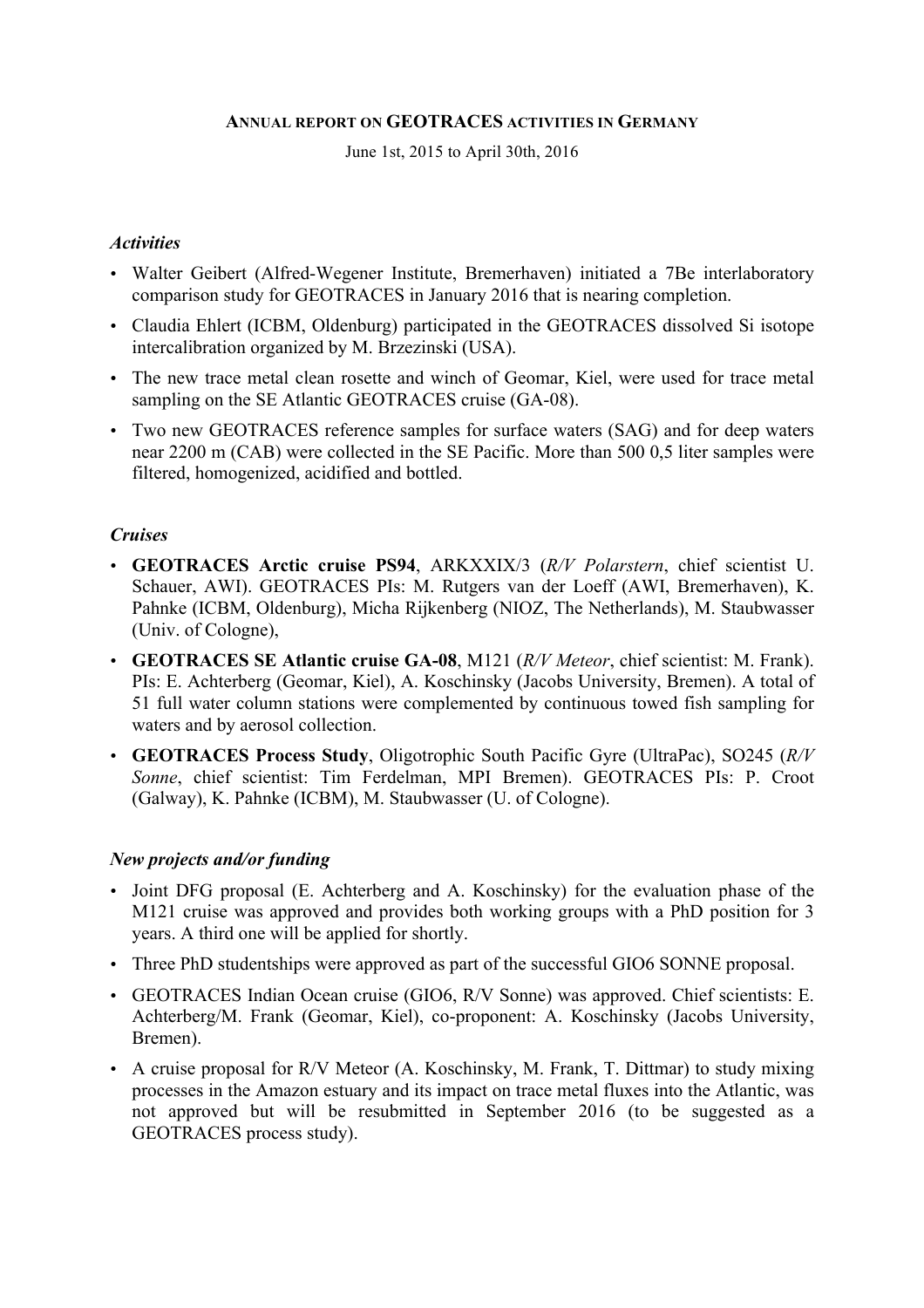# Annual report on GEOTRACES activities in Germany

June 1st, 2015 to April 30th, 2016

### *Activities*

- Walter Geibert (Alfred-Wegener Institute, Bremerhaven) initiated a 7Be interlaboratory comparison study for GEOTRACES in January 2016 that is nearing completion.
- Claudia Ehlert (ICBM, Oldenburg) participated in the GEOTRACES dissolved Si isotope intercalibration organized by M. Brzezinski (USA).
- The new trace metal clean rosette and winch of Geomar, Kiel, were used for trace metal sampling on the SE Atlantic GEOTRACES cruise (GA-08).
- Two new GEOTRACES reference samples for surface waters (SAG) and for deep waters near 2200 m (CAB) were collected in the SE Pacific. More than 500 0,5 liter samples were filtered, homogenized, acidified and bottled.

### *Cruises*

- **GEOTRACES Arctic cruise PS94**, ARKXXIX/3 (*R/V Polarstern*, chief scientist U. Schauer, AWI). GEOTRACES PIs: M. Rutgers van der Loeff (AWI, Bremerhaven), K. Pahnke (ICBM, Oldenburg), Micha Rijkenberg (NIOZ, The Netherlands), M. Staubwasser (Univ. of Cologne),
- **GEOTRACES SE Atlantic cruise GA-08**, M121 (*R/V Meteor*, chief scientist: M. Frank). PIs: E. Achterberg (Geomar, Kiel), A. Koschinsky (Jacobs University, Bremen). A total of 51 full water column stations were complemented by continuous towed fish sampling for waters and by aerosol collection.
- **GEOTRACES Process Study**, Oligotrophic South Pacific Gyre (UltraPac), SO245 (*R/V Sonne*, chief scientist: Tim Ferdelman, MPI Bremen). GEOTRACES PIs: P. Croot (Galway), K. Pahnke (ICBM), M. Staubwasser (U. of Cologne).

### *New projects and/or funding*

- Joint DFG proposal (E. Achterberg and A. Koschinsky) for the evaluation phase of the M121 cruise was approved and provides both working groups with a PhD position for 3 years. A third one will be applied for shortly.
- Three PhD studentships were approved as part of the successful GIO6 SONNE proposal.
- GEOTRACES Indian Ocean cruise (GIO6, R/V Sonne) was approved. Chief scientists: E. Achterberg/M. Frank (Geomar, Kiel), co-proponent: A. Koschinsky (Jacobs University, Bremen).
- A cruise proposal for R/V Meteor (A. Koschinsky, M. Frank, T. Dittmar) to study mixing processes in the Amazon estuary and its impact on trace metal fluxes into the Atlantic, was not approved but will be resubmitted in September 2016 (to be suggested as a GEOTRACES process study).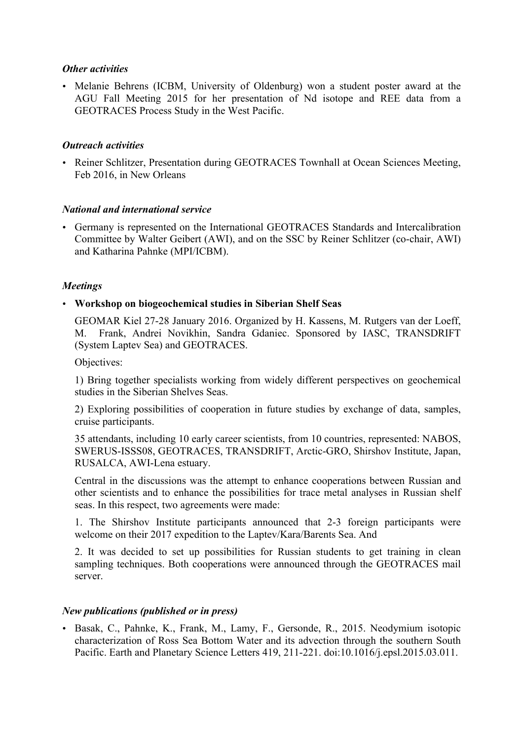### *Other activities*

- Melanie Behrens (ICBM, University of Oldenburg) won a student poster award at the AGU Fall Meeting 2015 for her presentation of Nd isotope and REE data from a GEOTRACES Process Study in the West Pacific.

### *Outreach activities*

- Reiner Schlitzer, Presentation during GEOTRACES Townhall at Ocean Sciences Meeting, Feb 2016, in New Orleans

### *National and international service*

- Germany is represented on the International GEOTRACES Standards and Intercalibration Committee by Walter Geibert (AWI), and on the SSC by Reiner Schlitzer (co-chair, AWI) and Katharina Pahnke (MPI/ICBM).

### *Meetings*

- **Workshop on biogeochemical studies in Siberian Shelf Seas**

  GEOMAR Kiel 27-28 January 2016. Organized by H. Kassens, M. Rutgers van der Loeff, M. Frank, Andrei Novikhin, Sandra Gdaniec. Sponsored by IASC, TRANSDRIFT (System Laptev Sea) and GEOTRACES.

  Objectives:

  1) Bring together specialists working from widely different perspectives on geochemical studies in the Siberian Shelves Seas.

  2) Exploring possibilities of cooperation in future studies by exchange of data, samples, cruise participants.

  35 attendants, including 10 early career scientists, from 10 countries, represented: NABOS, SWERUS-ISSS08, GEOTRACES, TRANSDRIFT, Arctic-GRO, Shirshov Institute, Japan, RUSALCA, AWI-Lena estuary.

  Central in the discussions was the attempt to enhance cooperations between Russian and other scientists and to enhance the possibilities for trace metal analyses in Russian shelf seas. In this respect, two agreements were made:

  1. The Shirshov Institute participants announced that 2-3 foreign participants were welcome on their 2017 expedition to the Laptev/Kara/Barents Sea. And

  2. It was decided to set up possibilities for Russian students to get training in clean sampling techniques. Both cooperations were announced through the GEOTRACES mail server.

### *New publications (published or in press)*

- Basak, C., Pahnke, K., Frank, M., Lamy, F., Gersonde, R., 2015. Neodymium isotopic characterization of Ross Sea Bottom Water and its advection through the southern South Pacific. Earth and Planetary Science Letters 419, 211-221. doi:10.1016/j.epsl.2015.03.011.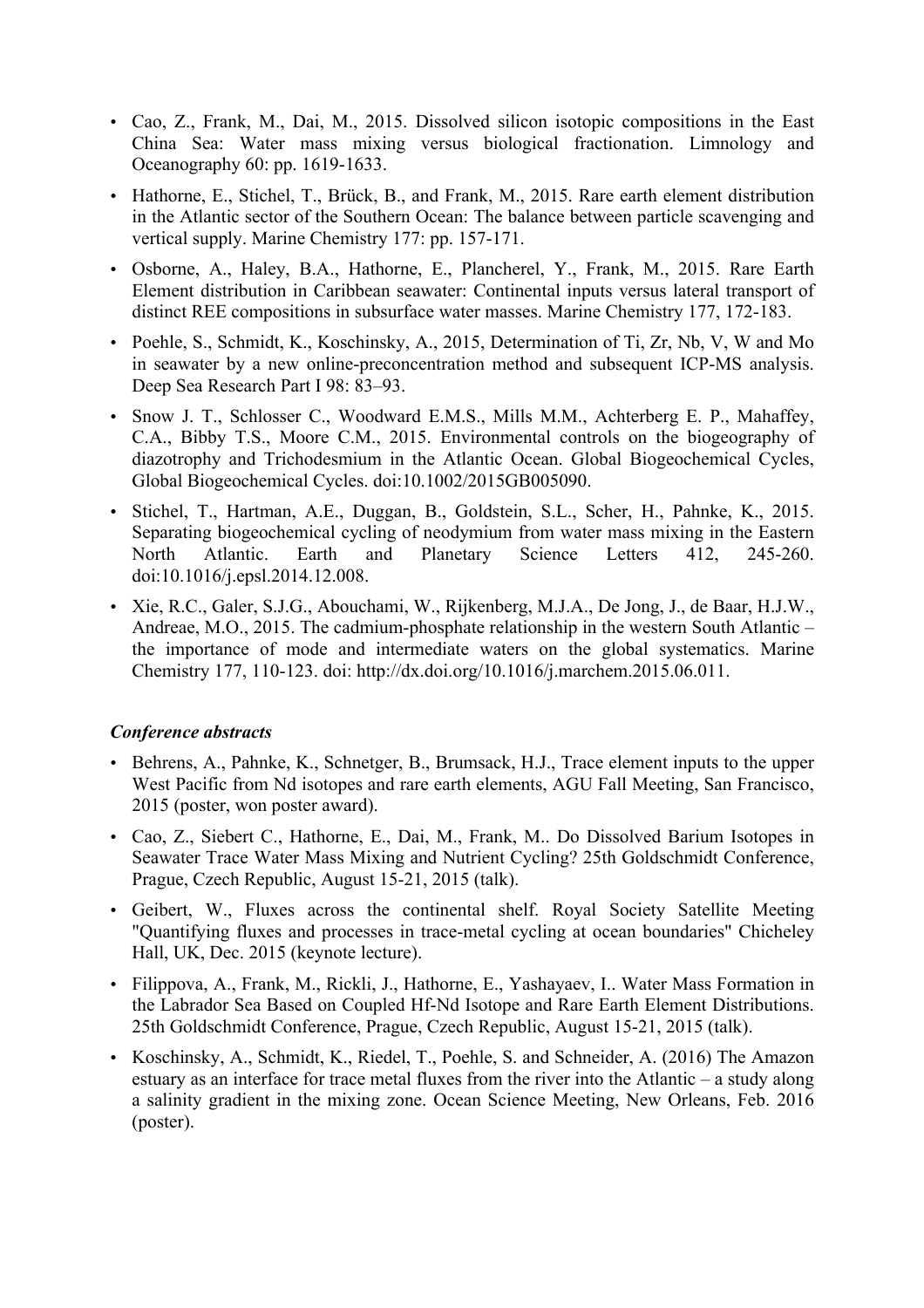- Cao, Z., Frank, M., Dai, M., 2015. Dissolved silicon isotopic compositions in the East China Sea: Water mass mixing versus biological fractionation. Limnology and Oceanography 60: pp. 1619-1633.
- Hathorne, E., Stichel, T., Brück, B., and Frank, M., 2015. Rare earth element distribution in the Atlantic sector of the Southern Ocean: The balance between particle scavenging and vertical supply. Marine Chemistry 177: pp. 157-171.
- Osborne, A., Haley, B.A., Hathorne, E., Plancherel, Y., Frank, M., 2015. Rare Earth Element distribution in Caribbean seawater: Continental inputs versus lateral transport of distinct REE compositions in subsurface water masses. Marine Chemistry 177, 172-183.
- Poehle, S., Schmidt, K., Koschinsky, A., 2015, Determination of Ti, Zr, Nb, V, W and Mo in seawater by a new online-preconcentration method and subsequent ICP-MS analysis. Deep Sea Research Part I 98: 83–93.
- Snow J. T., Schlosser C., Woodward E.M.S., Mills M.M., Achterberg E. P., Mahaffey, C.A., Bibby T.S., Moore C.M., 2015. Environmental controls on the biogeography of diazotrophy and Trichodesmium in the Atlantic Ocean. Global Biogeochemical Cycles, Global Biogeochemical Cycles. doi:10.1002/2015GB005090.
- Stichel, T., Hartman, A.E., Duggan, B., Goldstein, S.L., Scher, H., Pahnke, K., 2015. Separating biogeochemical cycling of neodymium from water mass mixing in the Eastern North Atlantic. Earth and Planetary Science Letters 412, 245-260. doi:10.1016/j.epsl.2014.12.008.
- Xie, R.C., Galer, S.J.G., Abouchami, W., Rijkenberg, M.J.A., De Jong, J., de Baar, H.J.W., Andreae, M.O., 2015. The cadmium-phosphate relationship in the western South Atlantic – the importance of mode and intermediate waters on the global systematics. Marine Chemistry 177, 110-123. doi: http://dx.doi.org/10.1016/j.marchem.2015.06.011.

***Conference abstracts***

- Behrens, A., Pahnke, K., Schnetger, B., Brumsack, H.J., Trace element inputs to the upper West Pacific from Nd isotopes and rare earth elements, AGU Fall Meeting, San Francisco, 2015 (poster, won poster award).
- Cao, Z., Siebert C., Hathorne, E., Dai, M., Frank, M.. Do Dissolved Barium Isotopes in Seawater Trace Water Mass Mixing and Nutrient Cycling? 25th Goldschmidt Conference, Prague, Czech Republic, August 15-21, 2015 (talk).
- Geibert, W., Fluxes across the continental shelf. Royal Society Satellite Meeting "Quantifying fluxes and processes in trace-metal cycling at ocean boundaries" Chicheley Hall, UK, Dec. 2015 (keynote lecture).
- Filippova, A., Frank, M., Rickli, J., Hathorne, E., Yashayaev, I.. Water Mass Formation in the Labrador Sea Based on Coupled Hf-Nd Isotope and Rare Earth Element Distributions. 25th Goldschmidt Conference, Prague, Czech Republic, August 15-21, 2015 (talk).
- Koschinsky, A., Schmidt, K., Riedel, T., Poehle, S. and Schneider, A. (2016) The Amazon estuary as an interface for trace metal fluxes from the river into the Atlantic – a study along a salinity gradient in the mixing zone. Ocean Science Meeting, New Orleans, Feb. 2016 (poster).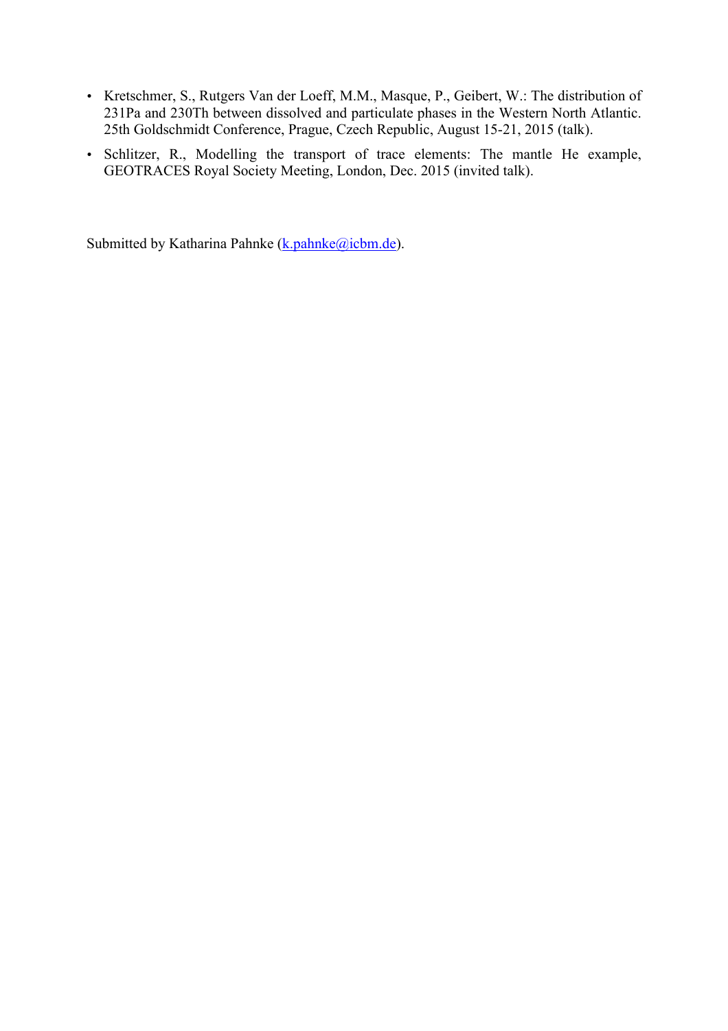- Kretschmer, S., Rutgers Van der Loeff, M.M., Masque, P., Geibert, W.: The distribution of 231Pa and 230Th between dissolved and particulate phases in the Western North Atlantic. 25th Goldschmidt Conference, Prague, Czech Republic, August 15-21, 2015 (talk).
- Schlitzer, R., Modelling the transport of trace elements: The mantle He example, GEOTRACES Royal Society Meeting, London, Dec. 2015 (invited talk).

Submitted by Katharina Pahnke (k.pahnke@icbm.de).